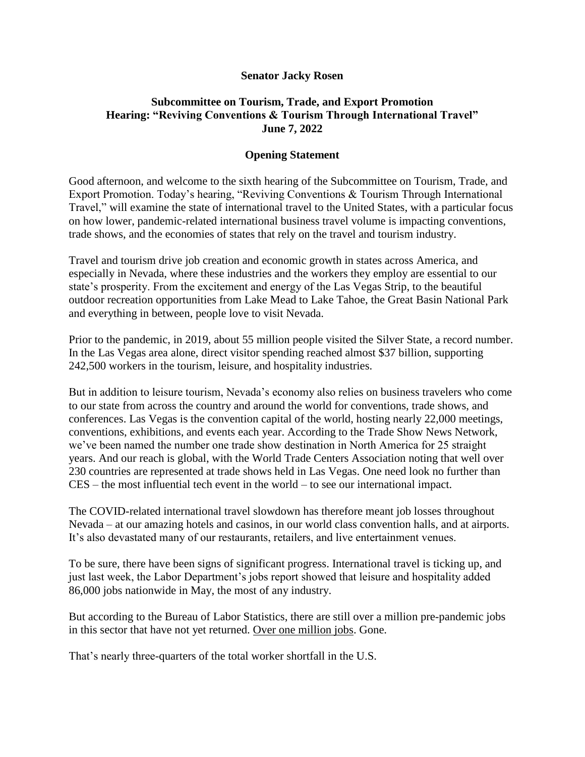**Senator Jacky Rosen**

**Subcommittee on Tourism, Trade, and Export Promotion**
**Hearing: "Reviving Conventions & Tourism Through International Travel"**
**June 7, 2022**

**Opening Statement**

Good afternoon, and welcome to the sixth hearing of the Subcommittee on Tourism, Trade, and Export Promotion. Today's hearing, "Reviving Conventions & Tourism Through International Travel," will examine the state of international travel to the United States, with a particular focus on how lower, pandemic-related international business travel volume is impacting conventions, trade shows, and the economies of states that rely on the travel and tourism industry.

Travel and tourism drive job creation and economic growth in states across America, and especially in Nevada, where these industries and the workers they employ are essential to our state's prosperity. From the excitement and energy of the Las Vegas Strip, to the beautiful outdoor recreation opportunities from Lake Mead to Lake Tahoe, the Great Basin National Park and everything in between, people love to visit Nevada.

Prior to the pandemic, in 2019, about 55 million people visited the Silver State, a record number. In the Las Vegas area alone, direct visitor spending reached almost $37 billion, supporting 242,500 workers in the tourism, leisure, and hospitality industries.

But in addition to leisure tourism, Nevada's economy also relies on business travelers who come to our state from across the country and around the world for conventions, trade shows, and conferences. Las Vegas is the convention capital of the world, hosting nearly 22,000 meetings, conventions, exhibitions, and events each year. According to the Trade Show News Network, we've been named the number one trade show destination in North America for 25 straight years. And our reach is global, with the World Trade Centers Association noting that well over 230 countries are represented at trade shows held in Las Vegas. One need look no further than CES – the most influential tech event in the world – to see our international impact.

The COVID-related international travel slowdown has therefore meant job losses throughout Nevada – at our amazing hotels and casinos, in our world class convention halls, and at airports. It's also devastated many of our restaurants, retailers, and live entertainment venues.

To be sure, there have been signs of significant progress. International travel is ticking up, and just last week, the Labor Department's jobs report showed that leisure and hospitality added 86,000 jobs nationwide in May, the most of any industry.

But according to the Bureau of Labor Statistics, there are still over a million pre-pandemic jobs in this sector that have not yet returned. <u>Over one million jobs</u>. Gone.

That's nearly three-quarters of the total worker shortfall in the U.S.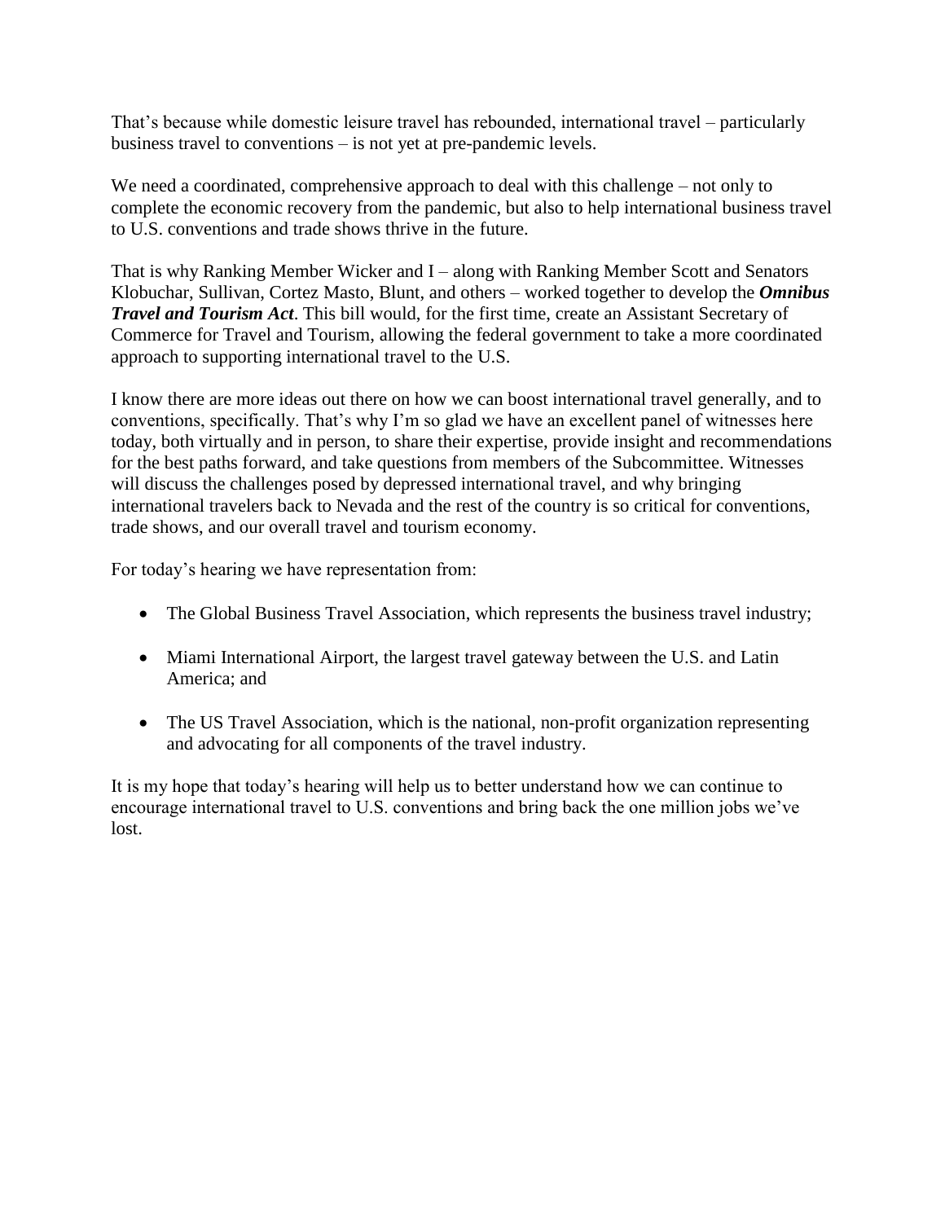That's because while domestic leisure travel has rebounded, international travel – particularly business travel to conventions – is not yet at pre-pandemic levels.

We need a coordinated, comprehensive approach to deal with this challenge – not only to complete the economic recovery from the pandemic, but also to help international business travel to U.S. conventions and trade shows thrive in the future.

That is why Ranking Member Wicker and I – along with Ranking Member Scott and Senators Klobuchar, Sullivan, Cortez Masto, Blunt, and others – worked together to develop the ***Omnibus Travel and Tourism Act***. This bill would, for the first time, create an Assistant Secretary of Commerce for Travel and Tourism, allowing the federal government to take a more coordinated approach to supporting international travel to the U.S.

I know there are more ideas out there on how we can boost international travel generally, and to conventions, specifically. That's why I'm so glad we have an excellent panel of witnesses here today, both virtually and in person, to share their expertise, provide insight and recommendations for the best paths forward, and take questions from members of the Subcommittee. Witnesses will discuss the challenges posed by depressed international travel, and why bringing international travelers back to Nevada and the rest of the country is so critical for conventions, trade shows, and our overall travel and tourism economy.

For today's hearing we have representation from:

- The Global Business Travel Association, which represents the business travel industry;
- Miami International Airport, the largest travel gateway between the U.S. and Latin America; and
- The US Travel Association, which is the national, non-profit organization representing and advocating for all components of the travel industry.

It is my hope that today's hearing will help us to better understand how we can continue to encourage international travel to U.S. conventions and bring back the one million jobs we've lost.